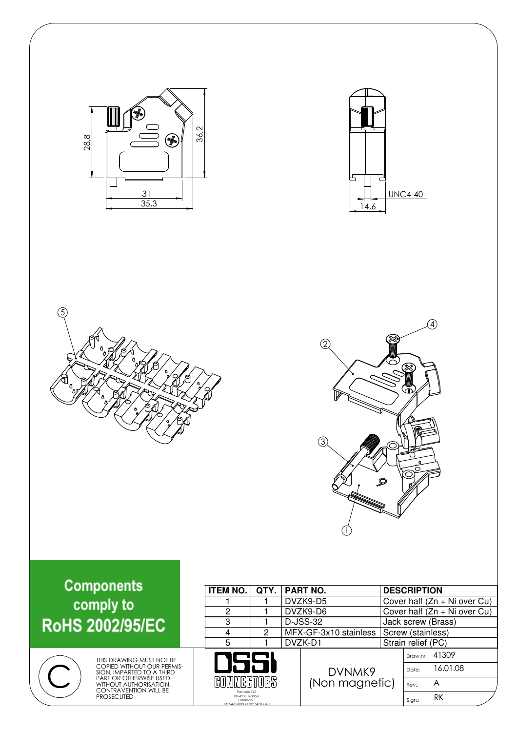28,8

36,2

31

35,3

UNC4-40

14,6

**Components comply to RoHS 2002/95/EC**

| ITEM NO. | QTY. | PART NO. | DESCRIPTION |
|---|---|---|---|
| 1 | 1 | DVZK9-D5 | Cover half (Zn + Ni over Cu) |
| 2 | 1 | DVZK9-D6 | Cover half (Zn + Ni over Cu) |
| 3 | 1 | D-JSS-32 | Jack screw (Brass) |
| 4 | 2 | MFX-GF-3x10 stainless | Screw (stainless) |
| 5 | 1 | DVZK-D1 | Strain relief (PC) |

THIS DRAWING MUST NOT BE COPIED WITHOUT OUR PERMISSION, IMPARTED TO A THIRD PART OR OTHERWISE USED WITHOUT AUTHORISATION. CONTRAVENTION WILL BE PROSECUTED

DSSI CONNECTORS
Postbox 125
DK-4930 Maribo
Danmark
Tlf: 54782888 / Fax: 54783340

DVNMK9
(Non magnetic)

| | |
|---|---|
| Draw.nr: | 41309 |
| Date: | 16.01.08 |
| Rev.: | A |
| Sign.: | RK |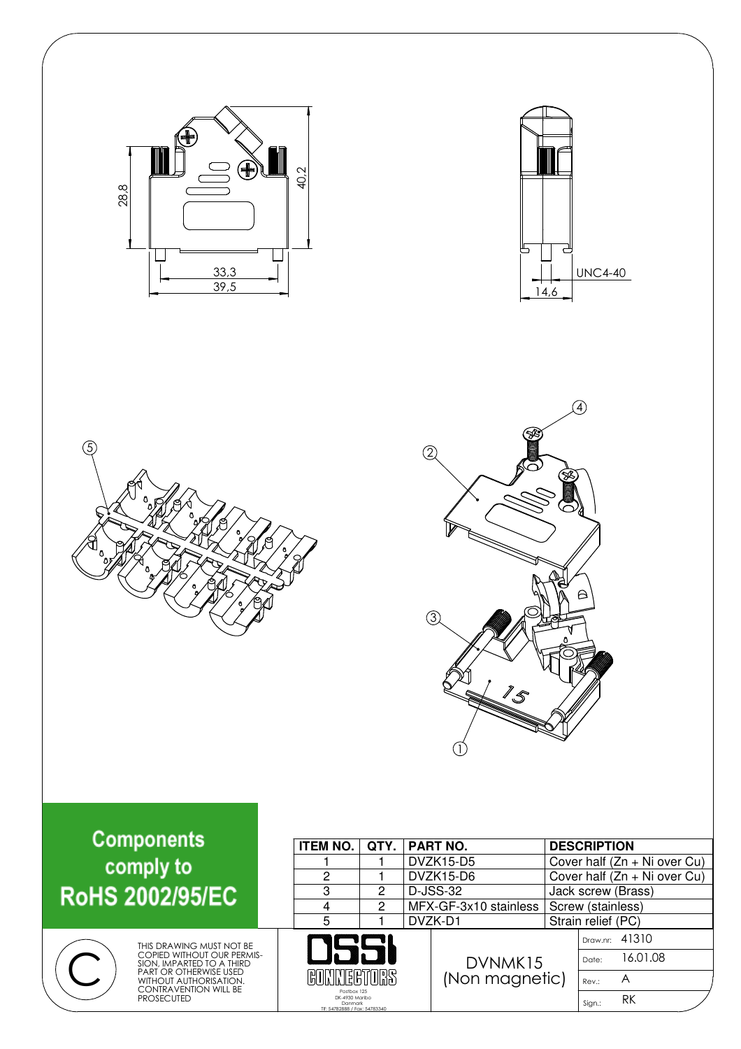28,8

40,2

33,3

39,5

UNC4-40

14,6

**Components comply to RoHS 2002/95/EC**

| ITEM NO. | QTY. | PART NO. | DESCRIPTION |
|---|---|---|---|
| 1 | 1 | DVZK15-D5 | Cover half (Zn + Ni over Cu) |
| 2 | 1 | DVZK15-D6 | Cover half (Zn + Ni over Cu) |
| 3 | 2 | D-JSS-32 | Jack screw (Brass) |
| 4 | 2 | MFX-GF-3x10 stainless | Screw (stainless) |
| 5 | 1 | DVZK-D1 | Strain relief (PC) |

THIS DRAWING MUST NOT BE COPIED WITHOUT OUR PERMISSION, IMPARTED TO A THIRD PART OR OTHERWISE USED WITHOUT AUTHORISATION. CONTRAVENTION WILL BE PROSECUTED

OSSI CONNECTORS
Postbox 125
DK-4930 Maribo
Danmark
Tlf: 54782888 / Fax: 54783340

DVNMK15
(Non magnetic)

| | |
|---|---|
| Draw.nr: | 41310 |
| Date: | 16.01.08 |
| Rev.: | A |
| Sign.: | RK |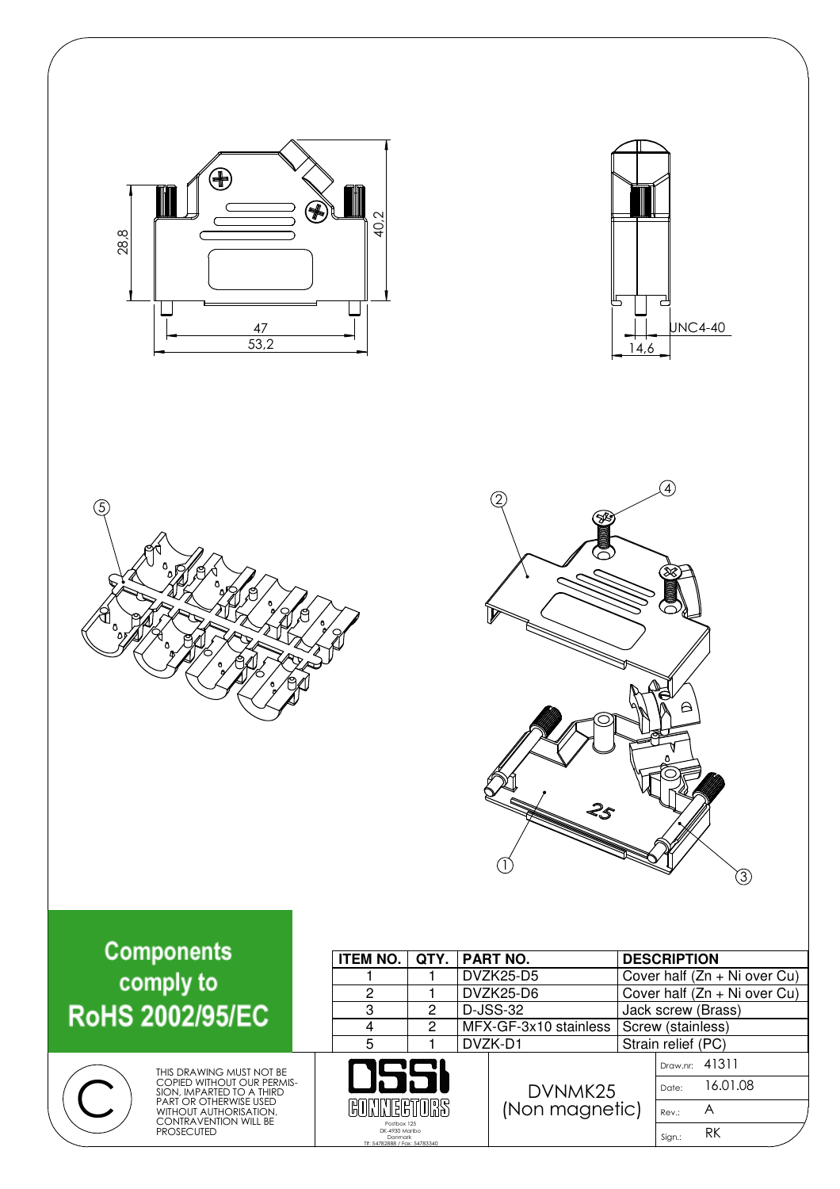28,8

40,2

47

53,2

UNC4-40

14,6

**Components comply to RoHS 2002/95/EC**

| ITEM NO. | QTY. | PART NO. | DESCRIPTION |
|---|---|---|---|
| 1 | 1 | DVZK25-D5 | Cover half (Zn + Ni over Cu) |
| 2 | 1 | DVZK25-D6 | Cover half (Zn + Ni over Cu) |
| 3 | 2 | D-JSS-32 | Jack screw (Brass) |
| 4 | 2 | MFX-GF-3x10 stainless | Screw (stainless) |
| 5 | 1 | DVZK-D1 | Strain relief (PC) |

THIS DRAWING MUST NOT BE COPIED WITHOUT OUR PERMISSION, IMPARTED TO A THIRD PART OR OTHERWISE USED WITHOUT AUTHORISATION. CONTRAVENTION WILL BE PROSECUTED

DSSI CONNECTORS
Postbox 125
DK-4930 Maribo
Danmark
Tlf: 54782888 / Fax: 54783340

DVNMK25
(Non magnetic)

| | |
|---|---|
| Draw.nr: | 41311 |
| Date: | 16.01.08 |
| Rev.: | A |
| Sign.: | RK |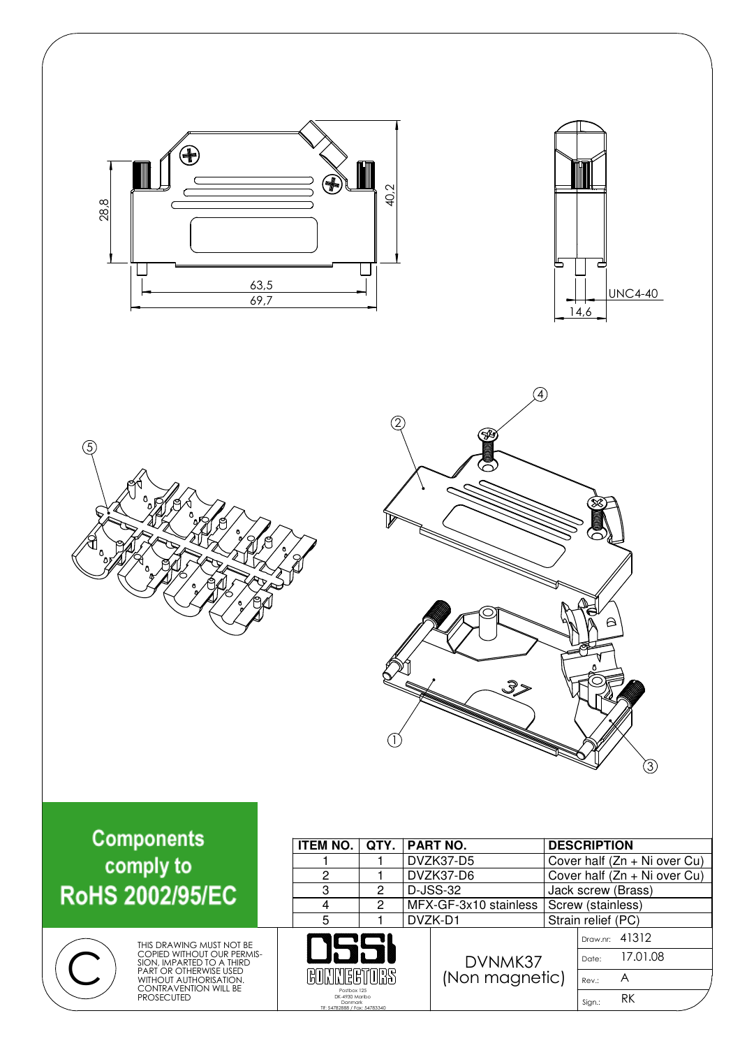28,8

40,2

63,5

69,7

UNC4-40

14,6

**Components comply to RoHS 2002/95/EC**

| ITEM NO. | QTY. | PART NO. | DESCRIPTION |
|---|---|---|---|
| 1 | 1 | DVZK37-D5 | Cover half (Zn + Ni over Cu) |
| 2 | 1 | DVZK37-D6 | Cover half (Zn + Ni over Cu) |
| 3 | 2 | D-JSS-32 | Jack screw (Brass) |
| 4 | 2 | MFX-GF-3x10 stainless | Screw (stainless) |
| 5 | 1 | DVZK-D1 | Strain relief (PC) |

THIS DRAWING MUST NOT BE COPIED WITHOUT OUR PERMISSION, IMPARTED TO A THIRD PARTY OR OTHERWISE USED WITHOUT AUTHORISATION. CONTRAVENTION WILL BE PROSECUTED

DSSI CONNECTORS
Postbox 125
DK-4930 Maribo
Danmark
Tlf: 54782888 / Fax: 54783340

DVNMK37 (Non magnetic)

| | |
|---|---|
| Draw.nr: | 41312 |
| Date: | 17.01.08 |
| Rev.: | A |
| Sign.: | RK |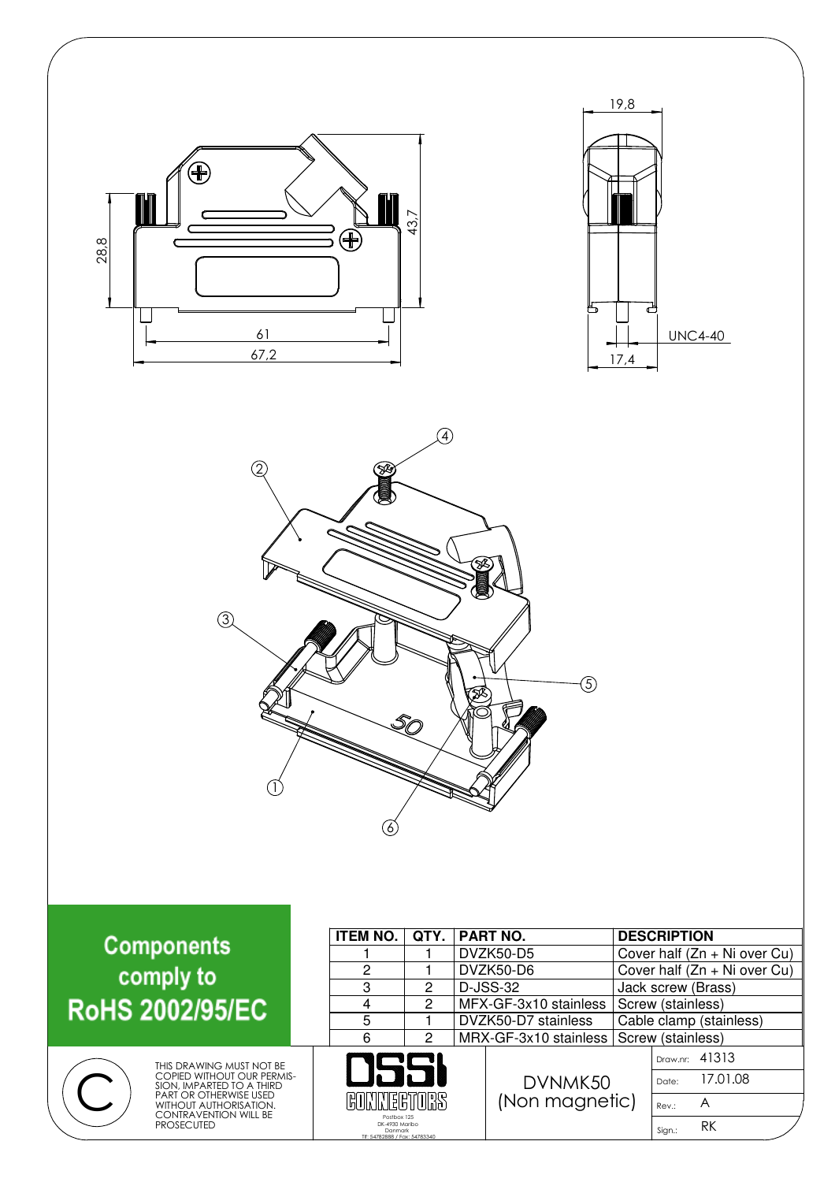19,8

28,8

43,7

61

67,2

UNC4-40

17,4

50

**Components comply to RoHS 2002/95/EC**

| ITEM NO. | QTY. | PART NO. | DESCRIPTION |
|---|---|---|---|
| 1 | 1 | DVZK50-D5 | Cover half (Zn + Ni over Cu) |
| 2 | 1 | DVZK50-D6 | Cover half (Zn + Ni over Cu) |
| 3 | 2 | D-JSS-32 | Jack screw (Brass) |
| 4 | 2 | MFX-GF-3x10 stainless | Screw (stainless) |
| 5 | 1 | DVZK50-D7 stainless | Cable clamp (stainless) |
| 6 | 2 | MRX-GF-3x10 stainless | Screw (stainless) |

THIS DRAWING MUST NOT BE COPIED WITHOUT OUR PERMISSION, IMPARTED TO A THIRD PART OR OTHERWISE USED WITHOUT AUTHORISATION. CONTRAVENTION WILL BE PROSECUTED

OSSI CONNECTORS
Postbox 125
DK-4930 Maribo
Danmark
Tlf: 54782888 / Fax: 54783340

DVNMK50
(Non magnetic)

| | |
|---|---|
| Draw.nr: | 41313 |
| Date: | 17.01.08 |
| Rev.: | A |
| Sign.: | RK |